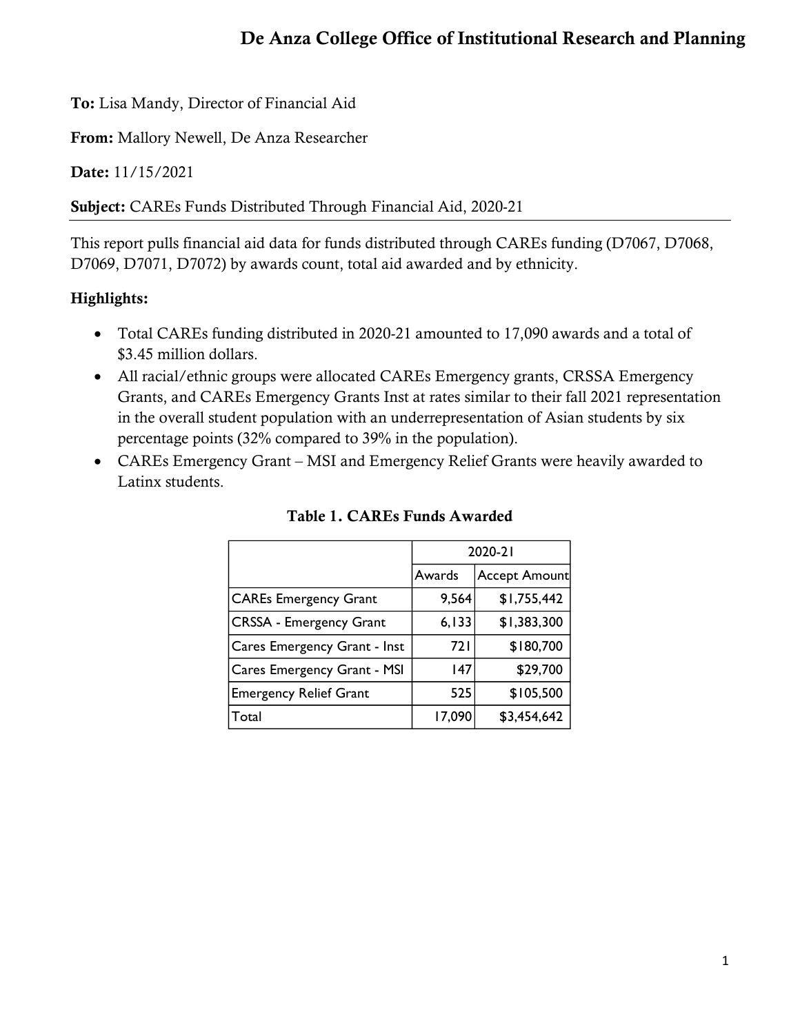# De Anza College Office of Institutional Research and Planning

**To:** Lisa Mandy, Director of Financial Aid

**From:** Mallory Newell, De Anza Researcher

**Date:** 11/15/2021

**Subject:** CAREs Funds Distributed Through Financial Aid, 2020-21

---

This report pulls financial aid data for funds distributed through CAREs funding (D7067, D7068, D7069, D7071, D7072) by awards count, total aid awarded and by ethnicity.

**Highlights:**

- Total CAREs funding distributed in 2020-21 amounted to 17,090 awards and a total of $3.45 million dollars.
- All racial/ethnic groups were allocated CAREs Emergency grants, CRSSA Emergency Grants, and CAREs Emergency Grants Inst at rates similar to their fall 2021 representation in the overall student population with an underrepresentation of Asian students by six percentage points (32% compared to 39% in the population).
- CAREs Emergency Grant – MSI and Emergency Relief Grants were heavily awarded to Latinx students.

**Table 1. CAREs Funds Awarded**

| | 2020-21 | |
|---|---|---|
| | Awards | Accept Amount |
| CAREs Emergency Grant | 9,564 | $1,755,442 |
| CRSSA - Emergency Grant | 6,133 | $1,383,300 |
| Cares Emergency Grant - Inst | 721 | $180,700 |
| Cares Emergency Grant - MSI | 147 | $29,700 |
| Emergency Relief Grant | 525 | $105,500 |
| Total | 17,090 | $3,454,642 |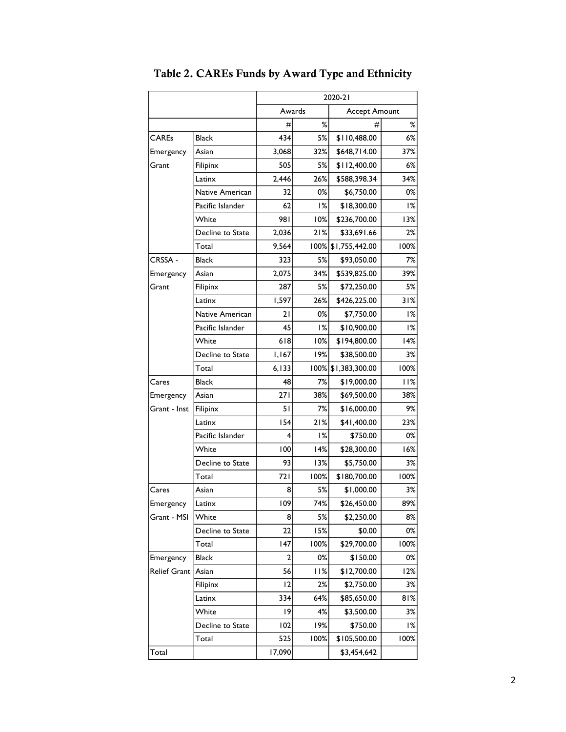## Table 2. CAREs Funds by Award Type and Ethnicity

| | | 2020-21 | | | |
|---|---|---|---|---|---|
| | | Awards | | Accept Amount | |
| | | # | % | # | % |
| CAREs Emergency Grant | Black | 434 | 5% | $110,488.00 | 6% |
| | Asian | 3,068 | 32% | $648,714.00 | 37% |
| | Filipinx | 505 | 5% | $112,400.00 | 6% |
| | Latinx | 2,446 | 26% | $588,398.34 | 34% |
| | Native American | 32 | 0% | $6,750.00 | 0% |
| | Pacific Islander | 62 | 1% | $18,300.00 | 1% |
| | White | 981 | 10% | $236,700.00 | 13% |
| | Decline to State | 2,036 | 21% | $33,691.66 | 2% |
| | Total | 9,564 | 100% | $1,755,442.00 | 100% |
| CRSSA - Emergency Grant | Black | 323 | 5% | $93,050.00 | 7% |
| | Asian | 2,075 | 34% | $539,825.00 | 39% |
| | Filipinx | 287 | 5% | $72,250.00 | 5% |
| | Latinx | 1,597 | 26% | $426,225.00 | 31% |
| | Native American | 21 | 0% | $7,750.00 | 1% |
| | Pacific Islander | 45 | 1% | $10,900.00 | 1% |
| | White | 618 | 10% | $194,800.00 | 14% |
| | Decline to State | 1,167 | 19% | $38,500.00 | 3% |
| | Total | 6,133 | 100% | $1,383,300.00 | 100% |
| Cares Emergency Grant - Inst | Black | 48 | 7% | $19,000.00 | 11% |
| | Asian | 271 | 38% | $69,500.00 | 38% |
| | Filipinx | 51 | 7% | $16,000.00 | 9% |
| | Latinx | 154 | 21% | $41,400.00 | 23% |
| | Pacific Islander | 4 | 1% | $750.00 | 0% |
| | White | 100 | 14% | $28,300.00 | 16% |
| | Decline to State | 93 | 13% | $5,750.00 | 3% |
| | Total | 721 | 100% | $180,700.00 | 100% |
| Cares Emergency Grant - MSI | Asian | 8 | 5% | $1,000.00 | 3% |
| | Latinx | 109 | 74% | $26,450.00 | 89% |
| | White | 8 | 5% | $2,250.00 | 8% |
| | Decline to State | 22 | 15% | $0.00 | 0% |
| | Total | 147 | 100% | $29,700.00 | 100% |
| Emergency Relief Grant | Black | 2 | 0% | $150.00 | 0% |
| | Asian | 56 | 11% | $12,700.00 | 12% |
| | Filipinx | 12 | 2% | $2,750.00 | 3% |
| | Latinx | 334 | 64% | $85,650.00 | 81% |
| | White | 19 | 4% | $3,500.00 | 3% |
| | Decline to State | 102 | 19% | $750.00 | 1% |
| | Total | 525 | 100% | $105,500.00 | 100% |
| Total | | 17,090 | | $3,454,642 | |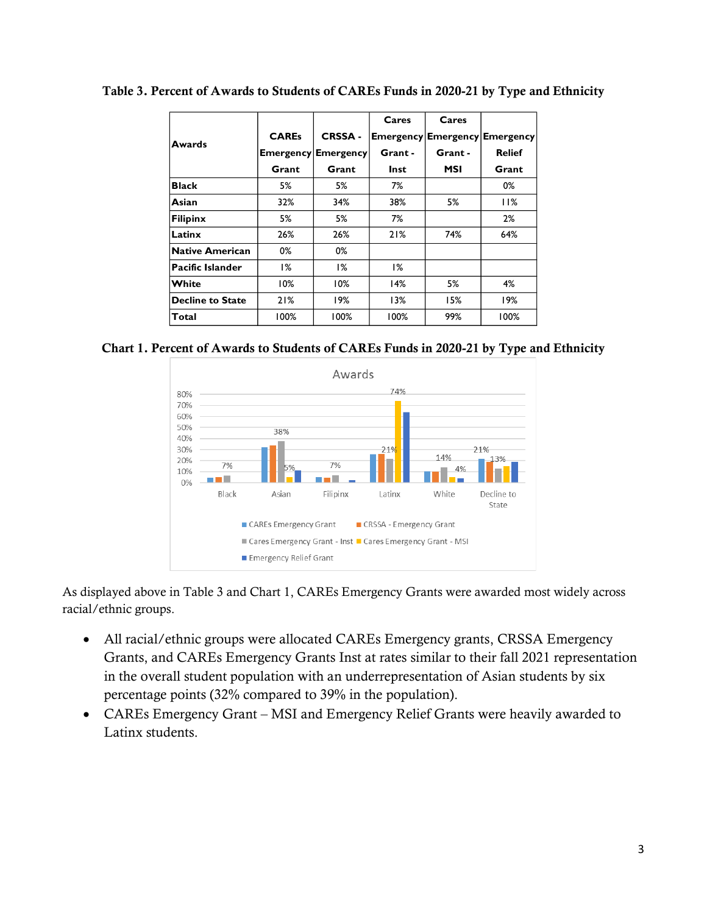**Table 3. Percent of Awards to Students of CAREs Funds in 2020-21 by Type and Ethnicity**

| Awards | CAREs Emergency Grant | CRSSA - Emergency Grant | Cares Emergency Grant - Inst | Cares Emergency Grant - MSI | Emergency Relief Grant |
|---|---|---|---|---|---|
| **Black** | 5% | 5% | 7% | | 0% |
| **Asian** | 32% | 34% | 38% | 5% | 11% |
| **Filipinx** | 5% | 5% | 7% | | 2% |
| **Latinx** | 26% | 26% | 21% | 74% | 64% |
| **Native American** | 0% | 0% | | | |
| **Pacific Islander** | 1% | 1% | 1% | | |
| **White** | 10% | 10% | 14% | 5% | 4% |
| **Decline to State** | 21% | 19% | 13% | 15% | 19% |
| **Total** | 100% | 100% | 100% | 99% | 100% |

**Chart 1. Percent of Awards to Students of CAREs Funds in 2020-21 by Type and Ethnicity**

Awards

80%
70%
60%
50%
40%
30%
20%
10%
0%

7%
38%
5%
7%
74%
21%
14%
4%
21%
13%

Black
Asian
Filipinx
Latinx
White
Decline to State

CAREs Emergency Grant
CRSSA - Emergency Grant
Cares Emergency Grant - Inst
Cares Emergency Grant - MSI
Emergency Relief Grant

As displayed above in Table 3 and Chart 1, CAREs Emergency Grants were awarded most widely across racial/ethnic groups.

- All racial/ethnic groups were allocated CAREs Emergency grants, CRSSA Emergency Grants, and CAREs Emergency Grants Inst at rates similar to their fall 2021 representation in the overall student population with an underrepresentation of Asian students by six percentage points (32% compared to 39% in the population).
- CAREs Emergency Grant – MSI and Emergency Relief Grants were heavily awarded to Latinx students.